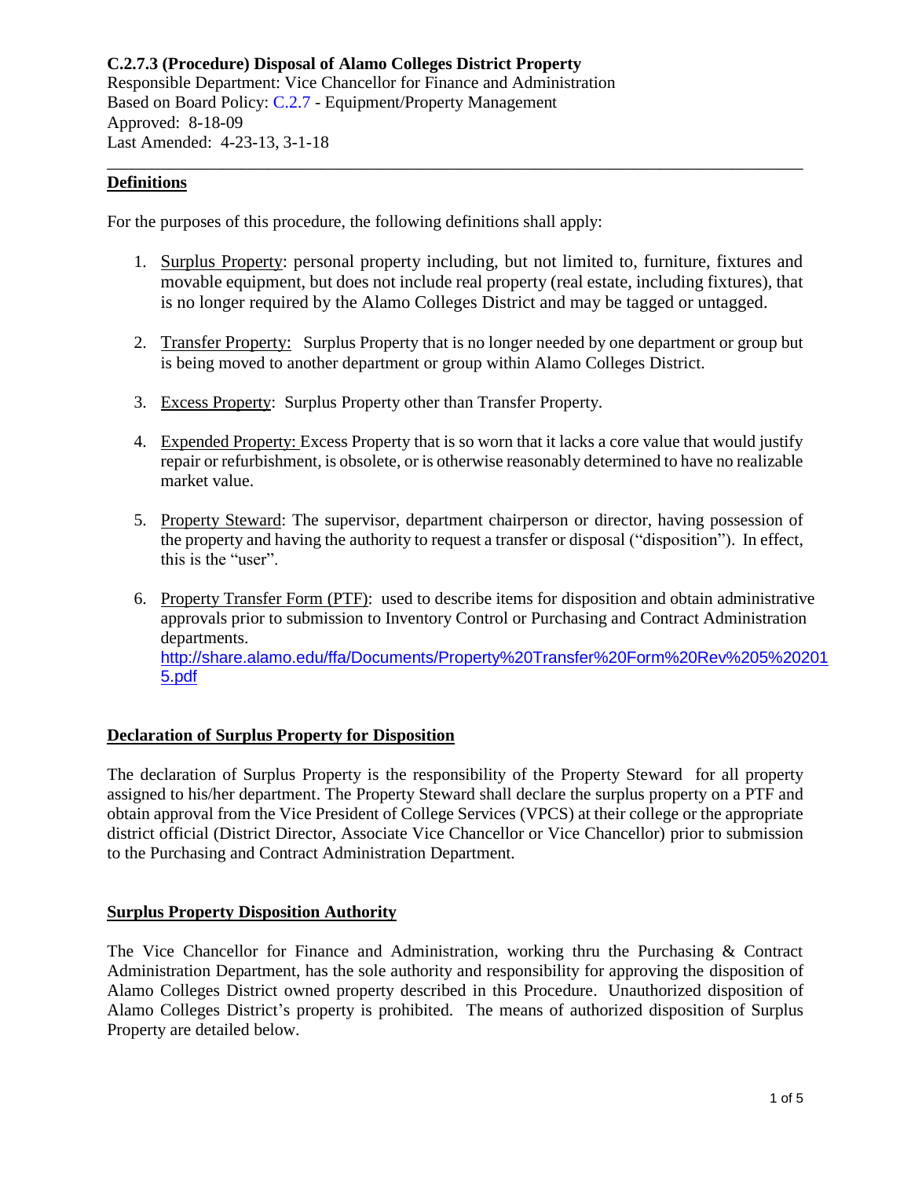**C.2.7.3 (Procedure) Disposal of Alamo Colleges District Property**
Responsible Department: Vice Chancellor for Finance and Administration
Based on Board Policy: C.2.7 - Equipment/Property Management
Approved: 8-18-09
Last Amended: 4-23-13, 3-1-18

---

## Definitions

For the purposes of this procedure, the following definitions shall apply:

1. Surplus Property: personal property including, but not limited to, furniture, fixtures and movable equipment, but does not include real property (real estate, including fixtures), that is no longer required by the Alamo Colleges District and may be tagged or untagged.

2. Transfer Property: Surplus Property that is no longer needed by one department or group but is being moved to another department or group within Alamo Colleges District.

3. Excess Property: Surplus Property other than Transfer Property.

4. Expended Property: Excess Property that is so worn that it lacks a core value that would justify repair or refurbishment, is obsolete, or is otherwise reasonably determined to have no realizable market value.

5. Property Steward: The supervisor, department chairperson or director, having possession of the property and having the authority to request a transfer or disposal ("disposition"). In effect, this is the "user".

6. Property Transfer Form (PTF): used to describe items for disposition and obtain administrative approvals prior to submission to Inventory Control or Purchasing and Contract Administration departments.
http://share.alamo.edu/ffa/Documents/Property%20Transfer%20Form%20Rev%205%202015.pdf

## Declaration of Surplus Property for Disposition

The declaration of Surplus Property is the responsibility of the Property Steward for all property assigned to his/her department. The Property Steward shall declare the surplus property on a PTF and obtain approval from the Vice President of College Services (VPCS) at their college or the appropriate district official (District Director, Associate Vice Chancellor or Vice Chancellor) prior to submission to the Purchasing and Contract Administration Department.

## Surplus Property Disposition Authority

The Vice Chancellor for Finance and Administration, working thru the Purchasing & Contract Administration Department, has the sole authority and responsibility for approving the disposition of Alamo Colleges District owned property described in this Procedure. Unauthorized disposition of Alamo Colleges District's property is prohibited. The means of authorized disposition of Surplus Property are detailed below.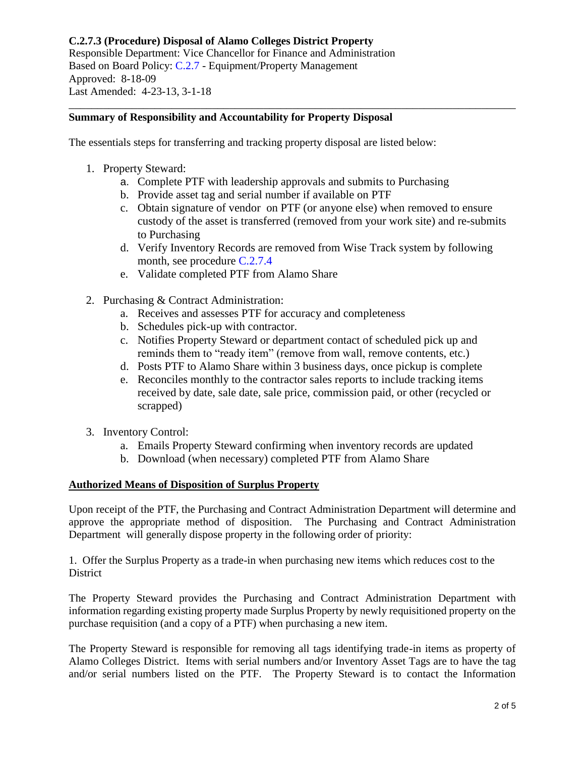**C.2.7.3 (Procedure) Disposal of Alamo Colleges District Property**
Responsible Department: Vice Chancellor for Finance and Administration
Based on Board Policy: C.2.7 - Equipment/Property Management
Approved: 8-18-09
Last Amended: 4-23-13, 3-1-18

---

**Summary of Responsibility and Accountability for Property Disposal**

The essentials steps for transferring and tracking property disposal are listed below:

1. Property Steward:
   a. Complete PTF with leadership approvals and submits to Purchasing
   b. Provide asset tag and serial number if available on PTF
   c. Obtain signature of vendor on PTF (or anyone else) when removed to ensure custody of the asset is transferred (removed from your work site) and re-submits to Purchasing
   d. Verify Inventory Records are removed from Wise Track system by following month, see procedure C.2.7.4
   e. Validate completed PTF from Alamo Share

2. Purchasing & Contract Administration:
   a. Receives and assesses PTF for accuracy and completeness
   b. Schedules pick-up with contractor.
   c. Notifies Property Steward or department contact of scheduled pick up and reminds them to "ready item" (remove from wall, remove contents, etc.)
   d. Posts PTF to Alamo Share within 3 business days, once pickup is complete
   e. Reconciles monthly to the contractor sales reports to include tracking items received by date, sale date, sale price, commission paid, or other (recycled or scrapped)

3. Inventory Control:
   a. Emails Property Steward confirming when inventory records are updated
   b. Download (when necessary) completed PTF from Alamo Share

**Authorized Means of Disposition of Surplus Property**

Upon receipt of the PTF, the Purchasing and Contract Administration Department will determine and approve the appropriate method of disposition. The Purchasing and Contract Administration Department will generally dispose property in the following order of priority:

1. Offer the Surplus Property as a trade-in when purchasing new items which reduces cost to the District

The Property Steward provides the Purchasing and Contract Administration Department with information regarding existing property made Surplus Property by newly requisitioned property on the purchase requisition (and a copy of a PTF) when purchasing a new item.

The Property Steward is responsible for removing all tags identifying trade-in items as property of Alamo Colleges District. Items with serial numbers and/or Inventory Asset Tags are to have the tag and/or serial numbers listed on the PTF. The Property Steward is to contact the Information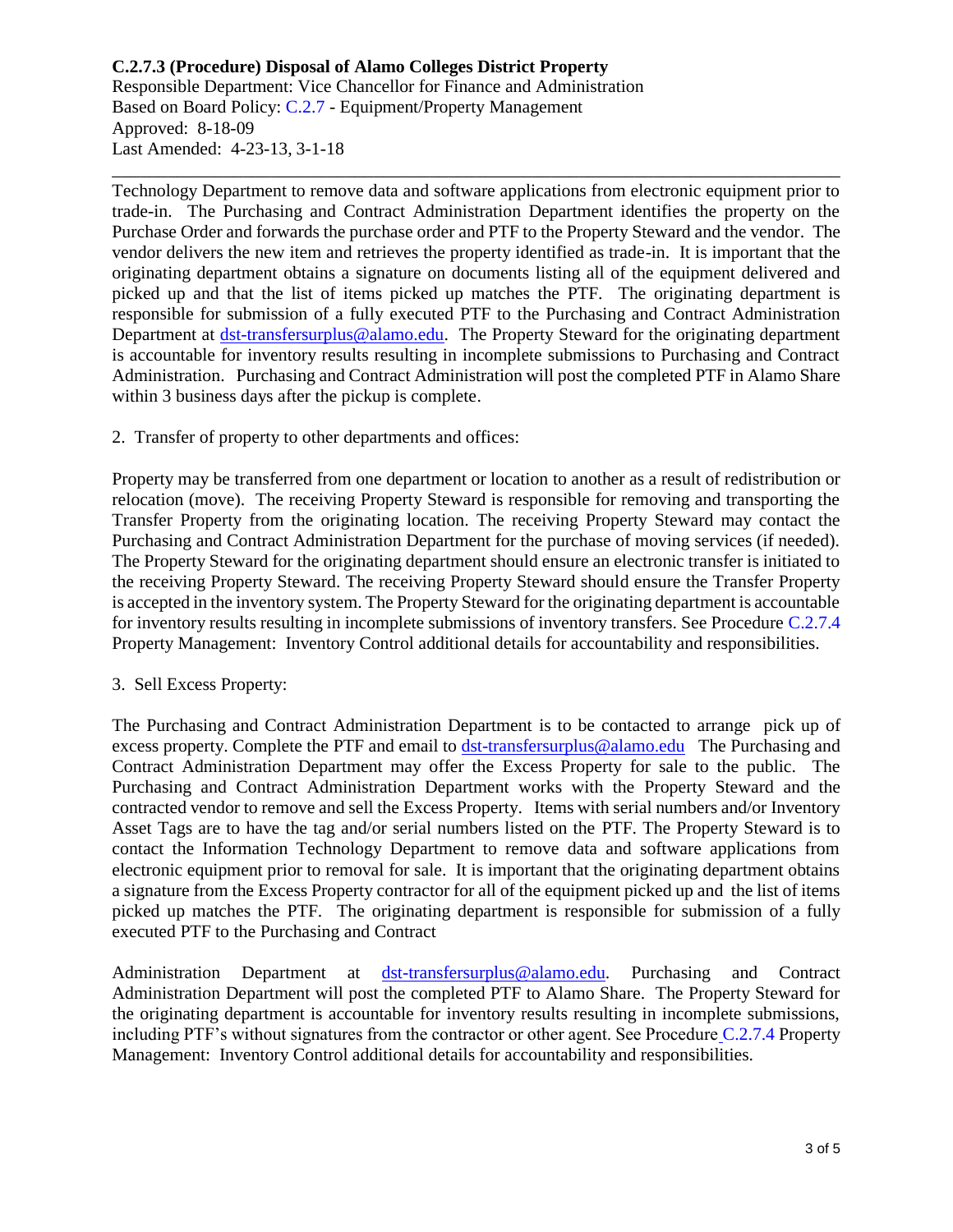**C.2.7.3 (Procedure) Disposal of Alamo Colleges District Property**
Responsible Department: Vice Chancellor for Finance and Administration
Based on Board Policy: C.2.7 - Equipment/Property Management
Approved: 8-18-09
Last Amended: 4-23-13, 3-1-18

---

Technology Department to remove data and software applications from electronic equipment prior to trade-in. The Purchasing and Contract Administration Department identifies the property on the Purchase Order and forwards the purchase order and PTF to the Property Steward and the vendor. The vendor delivers the new item and retrieves the property identified as trade-in. It is important that the originating department obtains a signature on documents listing all of the equipment delivered and picked up and that the list of items picked up matches the PTF. The originating department is responsible for submission of a fully executed PTF to the Purchasing and Contract Administration Department at dst-transfersurplus@alamo.edu. The Property Steward for the originating department is accountable for inventory results resulting in incomplete submissions to Purchasing and Contract Administration. Purchasing and Contract Administration will post the completed PTF in Alamo Share within 3 business days after the pickup is complete.

2. Transfer of property to other departments and offices:

Property may be transferred from one department or location to another as a result of redistribution or relocation (move). The receiving Property Steward is responsible for removing and transporting the Transfer Property from the originating location. The receiving Property Steward may contact the Purchasing and Contract Administration Department for the purchase of moving services (if needed). The Property Steward for the originating department should ensure an electronic transfer is initiated to the receiving Property Steward. The receiving Property Steward should ensure the Transfer Property is accepted in the inventory system. The Property Steward for the originating department is accountable for inventory results resulting in incomplete submissions of inventory transfers. See Procedure C.2.7.4 Property Management: Inventory Control additional details for accountability and responsibilities.

3. Sell Excess Property:

The Purchasing and Contract Administration Department is to be contacted to arrange pick up of excess property. Complete the PTF and email to dst-transfersurplus@alamo.edu The Purchasing and Contract Administration Department may offer the Excess Property for sale to the public. The Purchasing and Contract Administration Department works with the Property Steward and the contracted vendor to remove and sell the Excess Property. Items with serial numbers and/or Inventory Asset Tags are to have the tag and/or serial numbers listed on the PTF. The Property Steward is to contact the Information Technology Department to remove data and software applications from electronic equipment prior to removal for sale. It is important that the originating department obtains a signature from the Excess Property contractor for all of the equipment picked up and the list of items picked up matches the PTF. The originating department is responsible for submission of a fully executed PTF to the Purchasing and Contract Administration Department at dst-transfersurplus@alamo.edu. Purchasing and Contract Administration Department will post the completed PTF to Alamo Share. The Property Steward for the originating department is accountable for inventory results resulting in incomplete submissions, including PTF's without signatures from the contractor or other agent. See Procedure C.2.7.4 Property Management: Inventory Control additional details for accountability and responsibilities.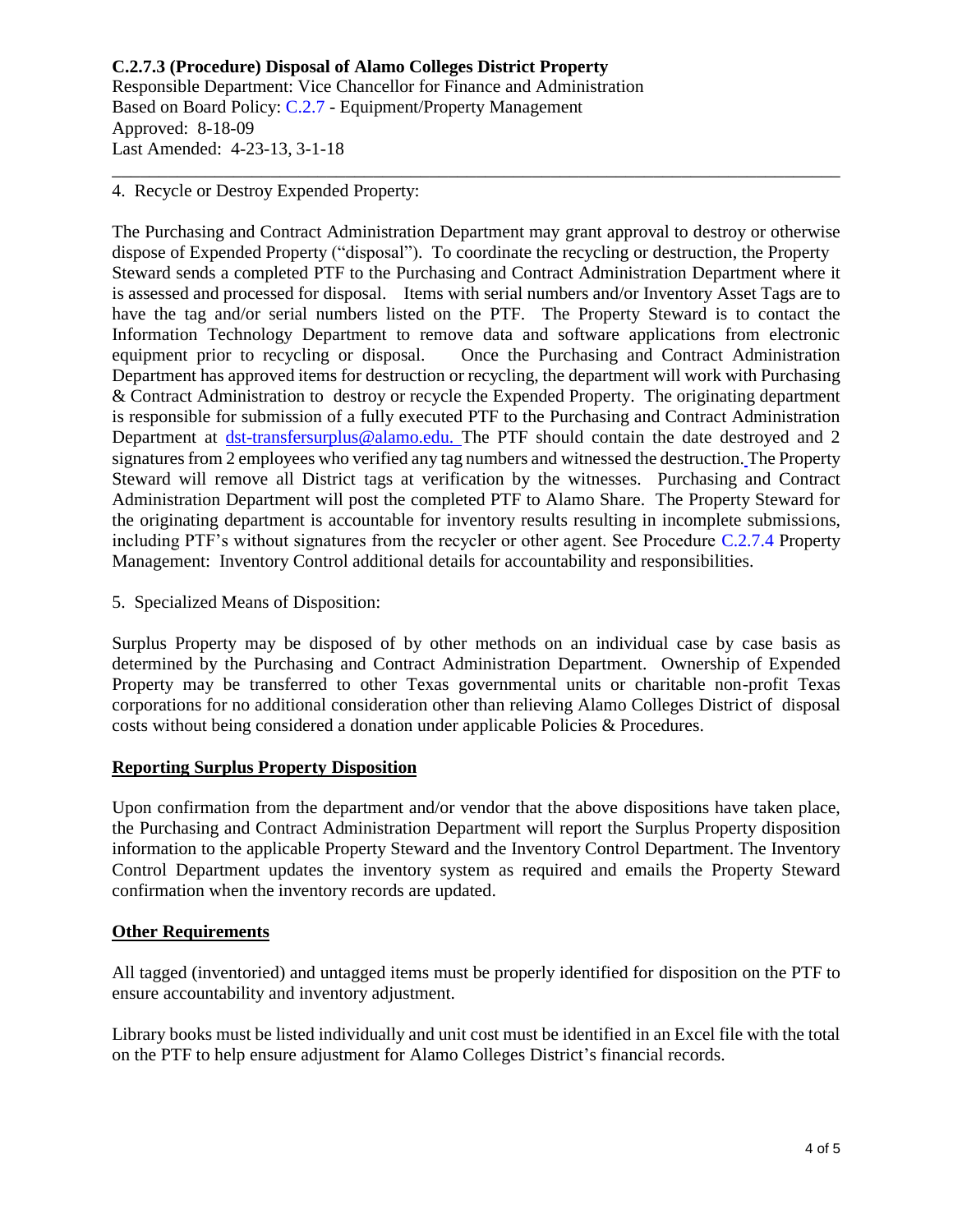**C.2.7.3 (Procedure) Disposal of Alamo Colleges District Property**
Responsible Department: Vice Chancellor for Finance and Administration
Based on Board Policy: C.2.7 - Equipment/Property Management
Approved: 8-18-09
Last Amended: 4-23-13, 3-1-18

---

4. Recycle or Destroy Expended Property:

The Purchasing and Contract Administration Department may grant approval to destroy or otherwise dispose of Expended Property ("disposal"). To coordinate the recycling or destruction, the Property Steward sends a completed PTF to the Purchasing and Contract Administration Department where it is assessed and processed for disposal. Items with serial numbers and/or Inventory Asset Tags are to have the tag and/or serial numbers listed on the PTF. The Property Steward is to contact the Information Technology Department to remove data and software applications from electronic equipment prior to recycling or disposal. Once the Purchasing and Contract Administration Department has approved items for destruction or recycling, the department will work with Purchasing & Contract Administration to destroy or recycle the Expended Property. The originating department is responsible for submission of a fully executed PTF to the Purchasing and Contract Administration Department at dst-transfersurplus@alamo.edu. The PTF should contain the date destroyed and 2 signatures from 2 employees who verified any tag numbers and witnessed the destruction. The Property Steward will remove all District tags at verification by the witnesses. Purchasing and Contract Administration Department will post the completed PTF to Alamo Share. The Property Steward for the originating department is accountable for inventory results resulting in incomplete submissions, including PTF's without signatures from the recycler or other agent. See Procedure C.2.7.4 Property Management: Inventory Control additional details for accountability and responsibilities.

5. Specialized Means of Disposition:

Surplus Property may be disposed of by other methods on an individual case by case basis as determined by the Purchasing and Contract Administration Department. Ownership of Expended Property may be transferred to other Texas governmental units or charitable non-profit Texas corporations for no additional consideration other than relieving Alamo Colleges District of disposal costs without being considered a donation under applicable Policies & Procedures.

**Reporting Surplus Property Disposition**

Upon confirmation from the department and/or vendor that the above dispositions have taken place, the Purchasing and Contract Administration Department will report the Surplus Property disposition information to the applicable Property Steward and the Inventory Control Department. The Inventory Control Department updates the inventory system as required and emails the Property Steward confirmation when the inventory records are updated.

**Other Requirements**

All tagged (inventoried) and untagged items must be properly identified for disposition on the PTF to ensure accountability and inventory adjustment.

Library books must be listed individually and unit cost must be identified in an Excel file with the total on the PTF to help ensure adjustment for Alamo Colleges District's financial records.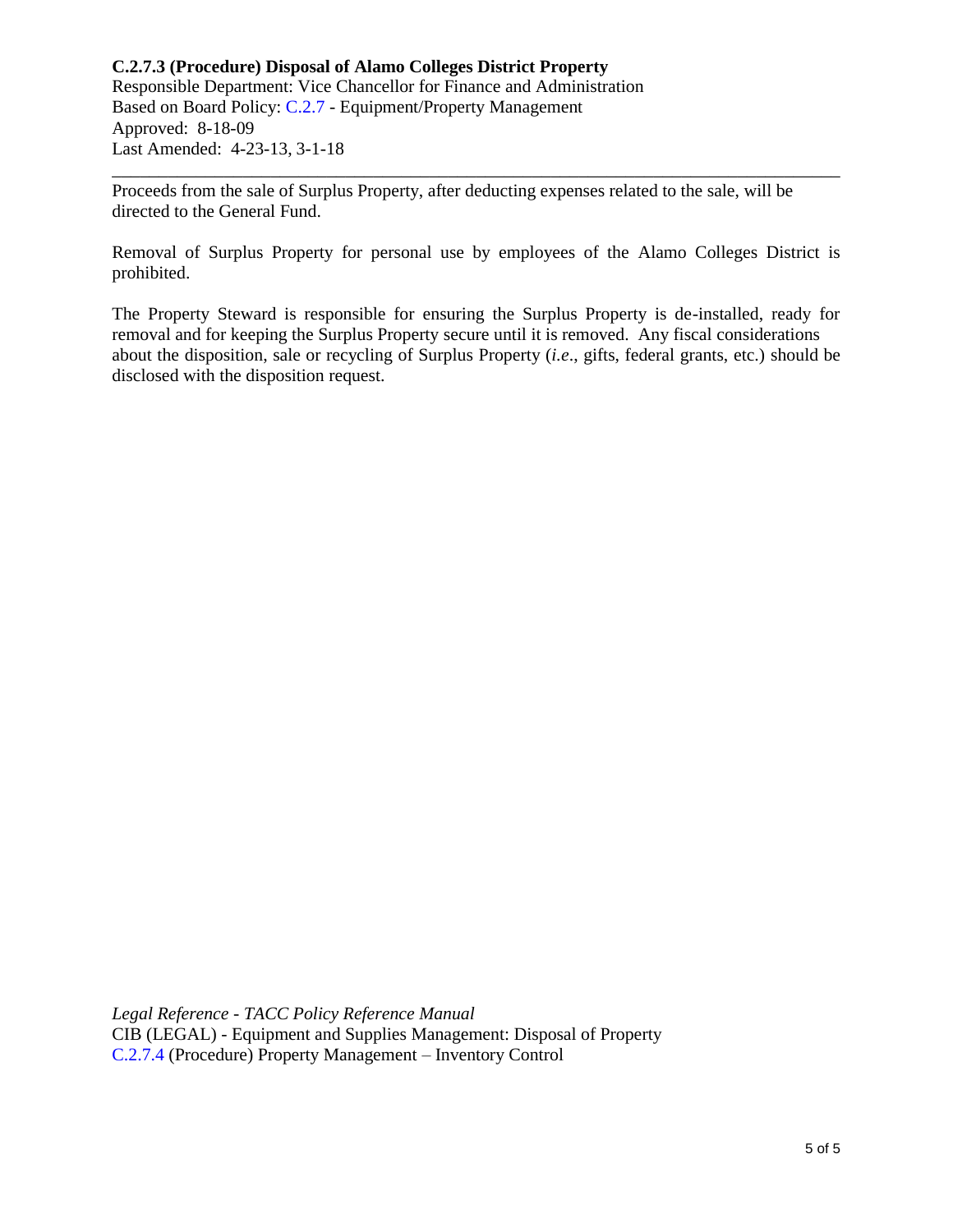**C.2.7.3 (Procedure) Disposal of Alamo Colleges District Property**
Responsible Department: Vice Chancellor for Finance and Administration
Based on Board Policy: C.2.7 - Equipment/Property Management
Approved: 8-18-09
Last Amended: 4-23-13, 3-1-18

---

Proceeds from the sale of Surplus Property, after deducting expenses related to the sale, will be directed to the General Fund.

Removal of Surplus Property for personal use by employees of the Alamo Colleges District is prohibited.

The Property Steward is responsible for ensuring the Surplus Property is de-installed, ready for removal and for keeping the Surplus Property secure until it is removed. Any fiscal considerations about the disposition, sale or recycling of Surplus Property (*i.e*., gifts, federal grants, etc.) should be disclosed with the disposition request.

*Legal Reference - TACC Policy Reference Manual*
CIB (LEGAL) - Equipment and Supplies Management: Disposal of Property
C.2.7.4 (Procedure) Property Management – Inventory Control